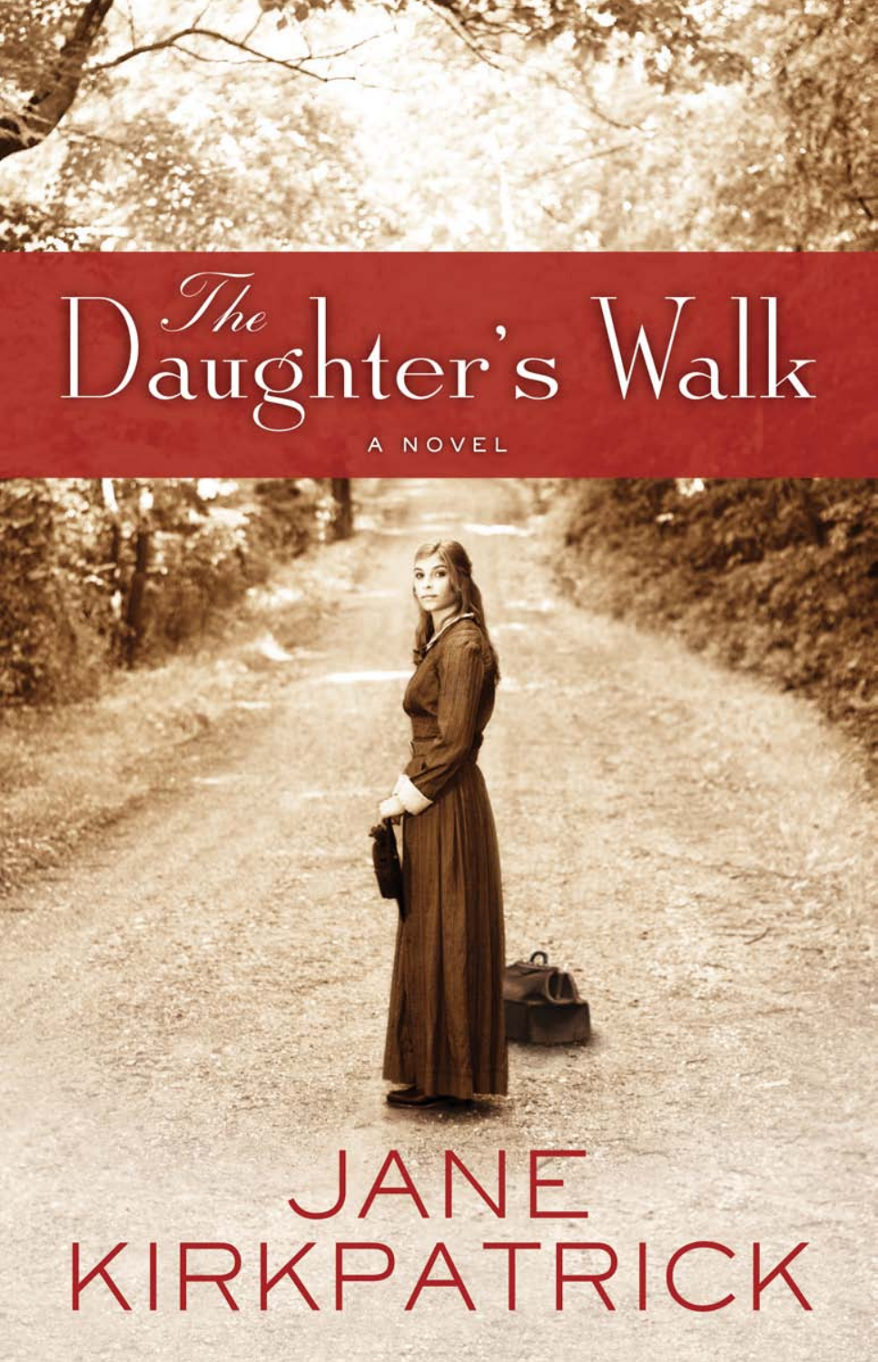# The Daughter's Walk

A NOVEL

JANE KIRKPATRICK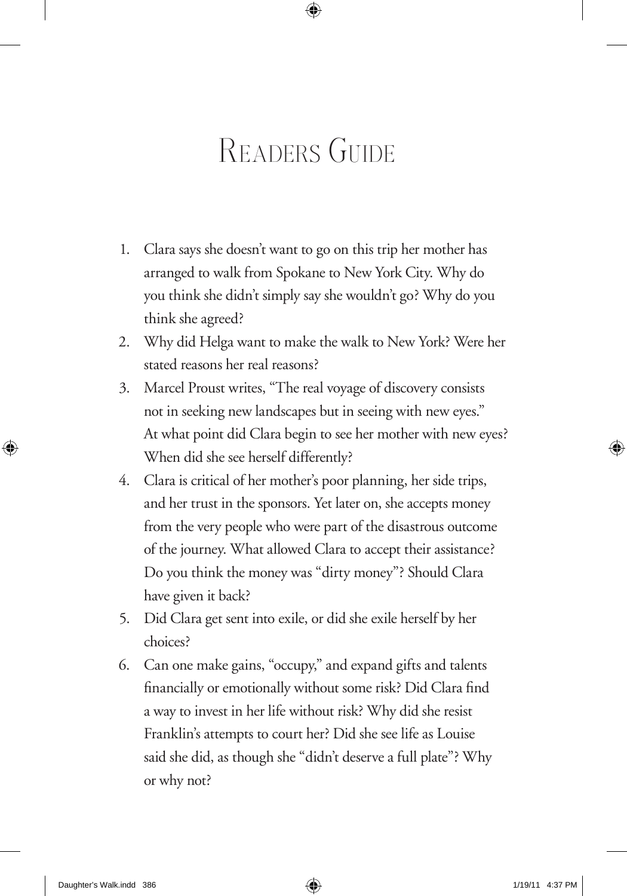# Readers Guide

1. Clara says she doesn't want to go on this trip her mother has arranged to walk from Spokane to New York City. Why do you think she didn't simply say she wouldn't go? Why do you think she agreed?
2. Why did Helga want to make the walk to New York? Were her stated reasons her real reasons?
3. Marcel Proust writes, "The real voyage of discovery consists not in seeking new landscapes but in seeing with new eyes." At what point did Clara begin to see her mother with new eyes? When did she see herself differently?
4. Clara is critical of her mother's poor planning, her side trips, and her trust in the sponsors. Yet later on, she accepts money from the very people who were part of the disastrous outcome of the journey. What allowed Clara to accept their assistance? Do you think the money was "dirty money"? Should Clara have given it back?
5. Did Clara get sent into exile, or did she exile herself by her choices?
6. Can one make gains, "occupy," and expand gifts and talents financially or emotionally without some risk? Did Clara find a way to invest in her life without risk? Why did she resist Franklin's attempts to court her? Did she see life as Louise said she did, as though she "didn't deserve a full plate"? Why or why not?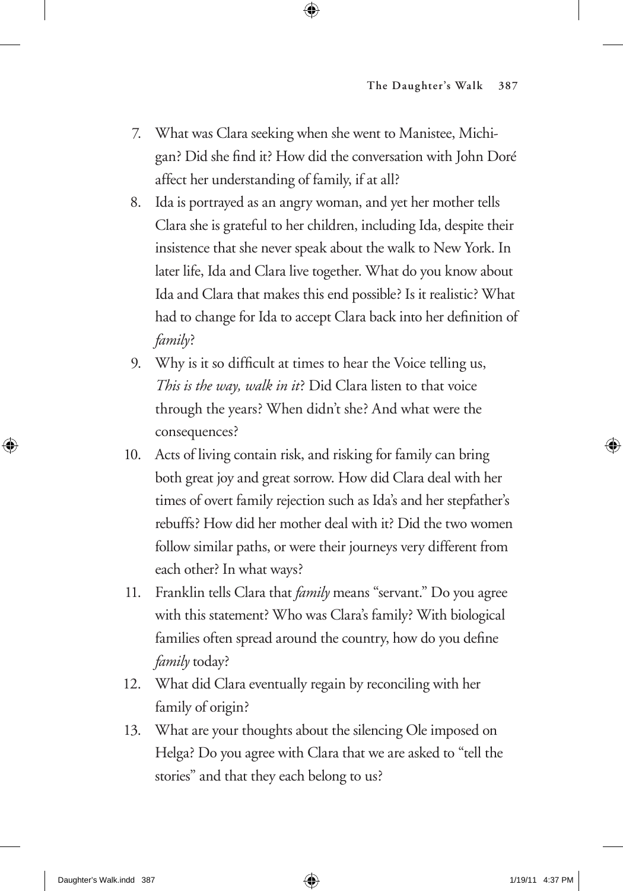7. What was Clara seeking when she went to Manistee, Michigan? Did she find it? How did the conversation with John Doré affect her understanding of family, if at all?
8. Ida is portrayed as an angry woman, and yet her mother tells Clara she is grateful to her children, including Ida, despite their insistence that she never speak about the walk to New York. In later life, Ida and Clara live together. What do you know about Ida and Clara that makes this end possible? Is it realistic? What had to change for Ida to accept Clara back into her definition of *family*?
9. Why is it so difficult at times to hear the Voice telling us, *This is the way, walk in it*? Did Clara listen to that voice through the years? When didn't she? And what were the consequences?
10. Acts of living contain risk, and risking for family can bring both great joy and great sorrow. How did Clara deal with her times of overt family rejection such as Ida's and her stepfather's rebuffs? How did her mother deal with it? Did the two women follow similar paths, or were their journeys very different from each other? In what ways?
11. Franklin tells Clara that *family* means "servant." Do you agree with this statement? Who was Clara's family? With biological families often spread around the country, how do you define *family* today?
12. What did Clara eventually regain by reconciling with her family of origin?
13. What are your thoughts about the silencing Ole imposed on Helga? Do you agree with Clara that we are asked to "tell the stories" and that they each belong to us?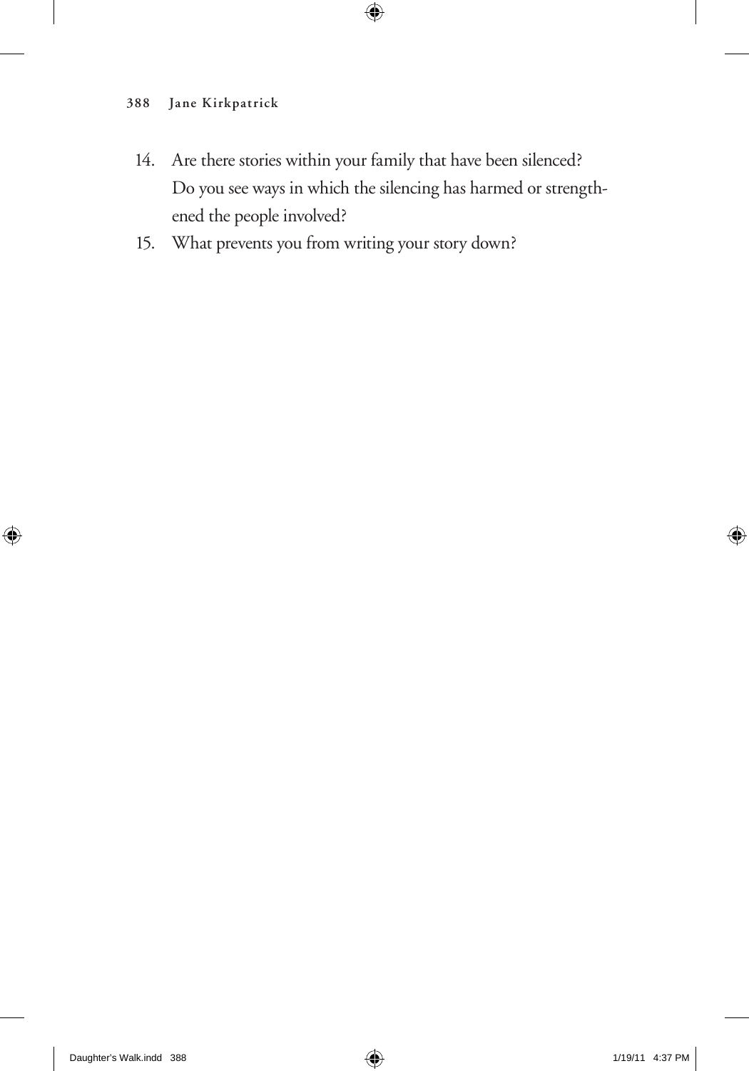14. Are there stories within your family that have been silenced? Do you see ways in which the silencing has harmed or strengthened the people involved?
15. What prevents you from writing your story down?